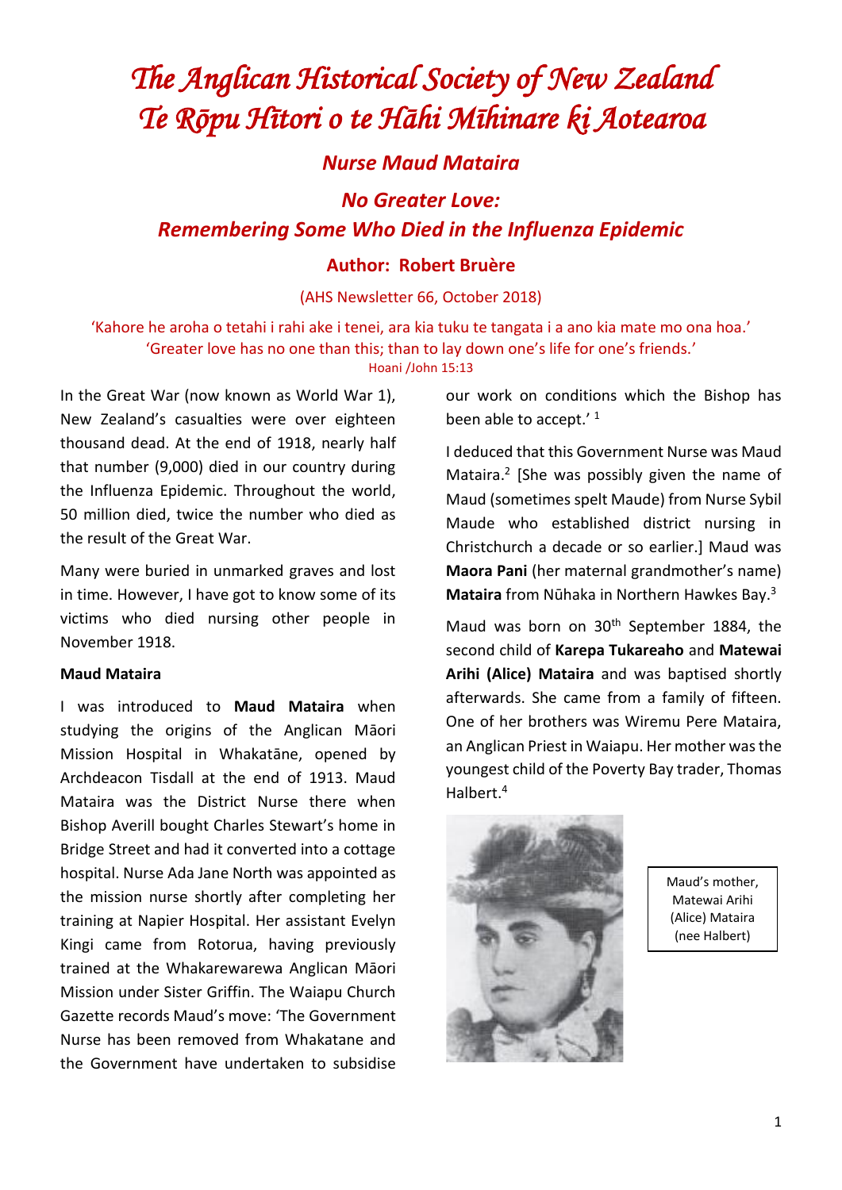# The Anglican Historical Society of New Zealand
# Te Rōpu Hītori o te Hāhi Mīhinare ki Aotearoa

## *Nurse Maud Mataira*

## *No Greater Love: Remembering Some Who Died in the Influenza Epidemic*

### Author: Robert Bruère

(AHS Newsletter 66, October 2018)

'Kahore he aroha o tetahi i rahi ake i tenei, ara kia tuku te tangata i a ano kia mate mo ona hoa.'
'Greater love has no one than this; than to lay down one's life for one's friends.'
Hoani /John 15:13

In the Great War (now known as World War 1), New Zealand's casualties were over eighteen thousand dead. At the end of 1918, nearly half that number (9,000) died in our country during the Influenza Epidemic. Throughout the world, 50 million died, twice the number who died as the result of the Great War.

Many were buried in unmarked graves and lost in time. However, I have got to know some of its victims who died nursing other people in November 1918.

**Maud Mataira**

I was introduced to **Maud Mataira** when studying the origins of the Anglican Māori Mission Hospital in Whakatāne, opened by Archdeacon Tisdall at the end of 1913. Maud Mataira was the District Nurse there when Bishop Averill bought Charles Stewart's home in Bridge Street and had it converted into a cottage hospital. Nurse Ada Jane North was appointed as the mission nurse shortly after completing her training at Napier Hospital. Her assistant Evelyn Kingi came from Rotorua, having previously trained at the Whakarewarewa Anglican Māori Mission under Sister Griffin. The Waiapu Church Gazette records Maud's move: 'The Government Nurse has been removed from Whakatane and the Government have undertaken to subsidise our work on conditions which the Bishop has been able to accept.' [1]

I deduced that this Government Nurse was Maud Mataira.[2] [She was possibly given the name of Maud (sometimes spelt Maude) from Nurse Sybil Maude who established district nursing in Christchurch a decade or so earlier.] Maud was **Maora Pani** (her maternal grandmother's name) **Mataira** from Nūhaka in Northern Hawkes Bay.[3]

Maud was born on 30th September 1884, the second child of **Karepa Tukareaho** and **Matewai Arihi (Alice) Mataira** and was baptised shortly afterwards. She came from a family of fifteen. One of her brothers was Wiremu Pere Mataira, an Anglican Priest in Waiapu. Her mother was the youngest child of the Poverty Bay trader, Thomas Halbert.[4]

Maud's mother, Matewai Arihi (Alice) Mataira (nee Halbert)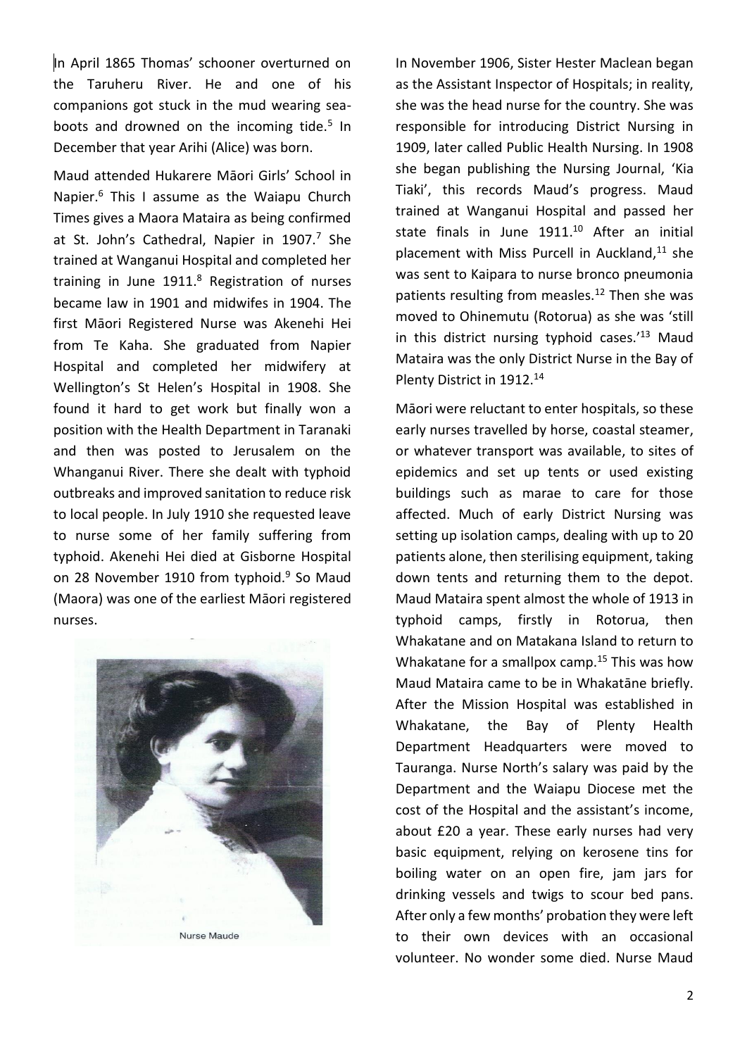In April 1865 Thomas' schooner overturned on the Taruheru River. He and one of his companions got stuck in the mud wearing sea-boots and drowned on the incoming tide.[5] In December that year Arihi (Alice) was born.

Maud attended Hukarere Māori Girls' School in Napier.[6] This I assume as the Waiapu Church Times gives a Maora Mataira as being confirmed at St. John's Cathedral, Napier in 1907.[7] She trained at Wanganui Hospital and completed her training in June 1911.[8] Registration of nurses became law in 1901 and midwifes in 1904. The first Māori Registered Nurse was Akenehi Hei from Te Kaha. She graduated from Napier Hospital and completed her midwifery at Wellington's St Helen's Hospital in 1908. She found it hard to get work but finally won a position with the Health Department in Taranaki and then was posted to Jerusalem on the Whanganui River. There she dealt with typhoid outbreaks and improved sanitation to reduce risk to local people. In July 1910 she requested leave to nurse some of her family suffering from typhoid. Akenehi Hei died at Gisborne Hospital on 28 November 1910 from typhoid.[9] So Maud (Maora) was one of the earliest Māori registered nurses.

Nurse Maude

In November 1906, Sister Hester Maclean began as the Assistant Inspector of Hospitals; in reality, she was the head nurse for the country. She was responsible for introducing District Nursing in 1909, later called Public Health Nursing. In 1908 she began publishing the Nursing Journal, 'Kia Tiaki', this records Maud's progress. Maud trained at Wanganui Hospital and passed her state finals in June 1911.[10] After an initial placement with Miss Purcell in Auckland,[11] she was sent to Kaipara to nurse bronco pneumonia patients resulting from measles.[12] Then she was moved to Ohinemutu (Rotorua) as she was 'still in this district nursing typhoid cases.'[13] Maud Mataira was the only District Nurse in the Bay of Plenty District in 1912.[14]

Māori were reluctant to enter hospitals, so these early nurses travelled by horse, coastal steamer, or whatever transport was available, to sites of epidemics and set up tents or used existing buildings such as marae to care for those affected. Much of early District Nursing was setting up isolation camps, dealing with up to 20 patients alone, then sterilising equipment, taking down tents and returning them to the depot. Maud Mataira spent almost the whole of 1913 in typhoid camps, firstly in Rotorua, then Whakatane and on Matakana Island to return to Whakatane for a smallpox camp.[15] This was how Maud Mataira came to be in Whakatāne briefly. After the Mission Hospital was established in Whakatane, the Bay of Plenty Health Department Headquarters were moved to Tauranga. Nurse North's salary was paid by the Department and the Waiapu Diocese met the cost of the Hospital and the assistant's income, about £20 a year. These early nurses had very basic equipment, relying on kerosene tins for boiling water on an open fire, jam jars for drinking vessels and twigs to scour bed pans. After only a few months' probation they were left to their own devices with an occasional volunteer. No wonder some died. Nurse Maud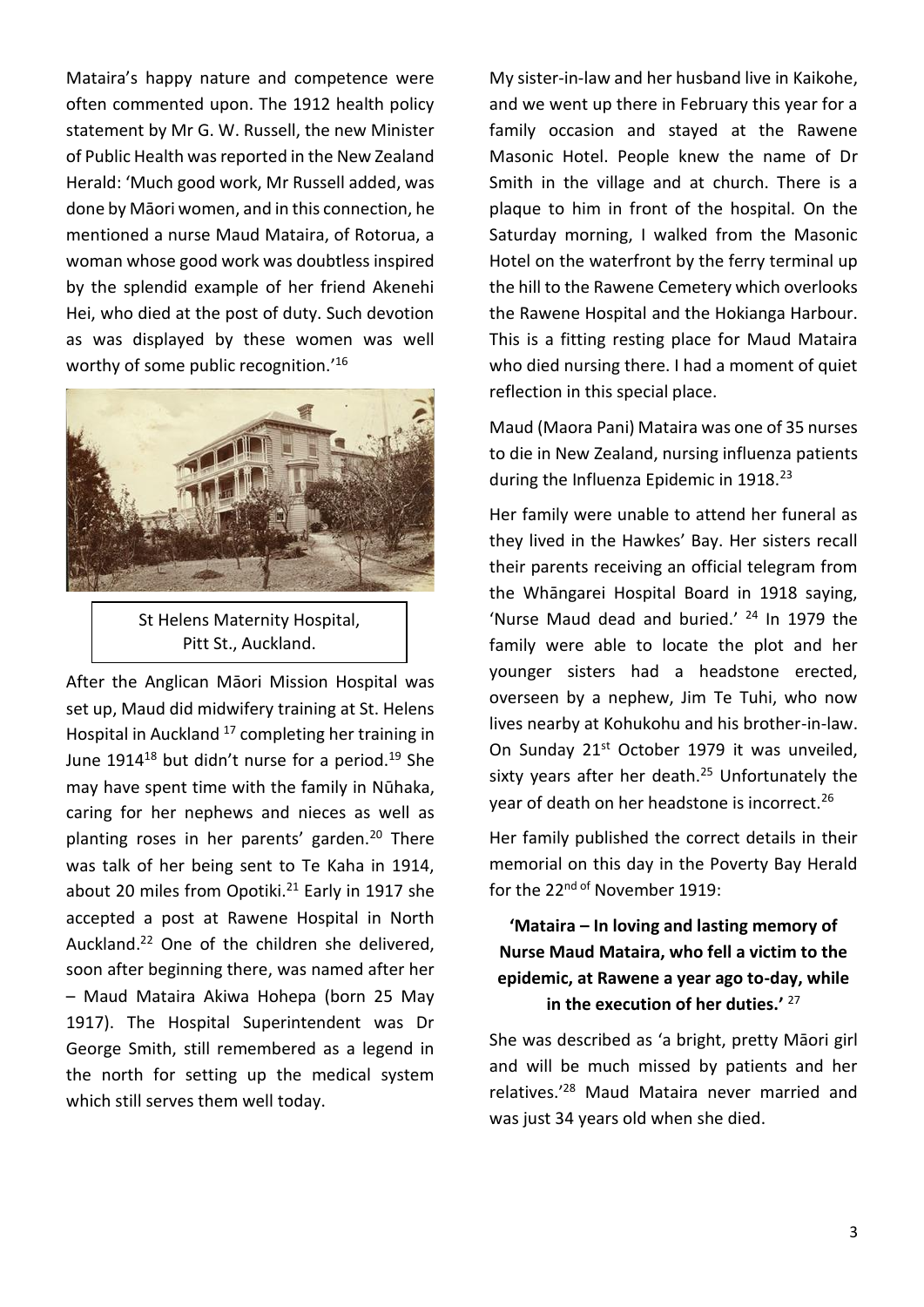Mataira's happy nature and competence were often commented upon. The 1912 health policy statement by Mr G. W. Russell, the new Minister of Public Health was reported in the New Zealand Herald: 'Much good work, Mr Russell added, was done by Māori women, and in this connection, he mentioned a nurse Maud Mataira, of Rotorua, a woman whose good work was doubtless inspired by the splendid example of her friend Akenehi Hei, who died at the post of duty. Such devotion as was displayed by these women was well worthy of some public recognition.'[16]

St Helens Maternity Hospital, Pitt St., Auckland.

After the Anglican Māori Mission Hospital was set up, Maud did midwifery training at St. Helens Hospital in Auckland [17] completing her training in June 1914[18] but didn't nurse for a period.[19] She may have spent time with the family in Nūhaka, caring for her nephews and nieces as well as planting roses in her parents' garden.[20] There was talk of her being sent to Te Kaha in 1914, about 20 miles from Opotiki.[21] Early in 1917 she accepted a post at Rawene Hospital in North Auckland.[22] One of the children she delivered, soon after beginning there, was named after her – Maud Mataira Akiwa Hohepa (born 25 May 1917). The Hospital Superintendent was Dr George Smith, still remembered as a legend in the north for setting up the medical system which still serves them well today.

My sister-in-law and her husband live in Kaikohe, and we went up there in February this year for a family occasion and stayed at the Rawene Masonic Hotel. People knew the name of Dr Smith in the village and at church. There is a plaque to him in front of the hospital. On the Saturday morning, I walked from the Masonic Hotel on the waterfront by the ferry terminal up the hill to the Rawene Cemetery which overlooks the Rawene Hospital and the Hokianga Harbour. This is a fitting resting place for Maud Mataira who died nursing there. I had a moment of quiet reflection in this special place.

Maud (Maora Pani) Mataira was one of 35 nurses to die in New Zealand, nursing influenza patients during the Influenza Epidemic in 1918.[23]

Her family were unable to attend her funeral as they lived in the Hawkes' Bay. Her sisters recall their parents receiving an official telegram from the Whāngarei Hospital Board in 1918 saying, 'Nurse Maud dead and buried.' [24] In 1979 the family were able to locate the plot and her younger sisters had a headstone erected, overseen by a nephew, Jim Te Tuhi, who now lives nearby at Kohukohu and his brother-in-law. On Sunday 21st October 1979 it was unveiled, sixty years after her death.[25] Unfortunately the year of death on her headstone is incorrect.[26]

Her family published the correct details in their memorial on this day in the Poverty Bay Herald for the 22nd of November 1919:

**'Mataira – In loving and lasting memory of Nurse Maud Mataira, who fell a victim to the epidemic, at Rawene a year ago to-day, while in the execution of her duties.'** [27]

She was described as 'a bright, pretty Māori girl and will be much missed by patients and her relatives.'[28] Maud Mataira never married and was just 34 years old when she died.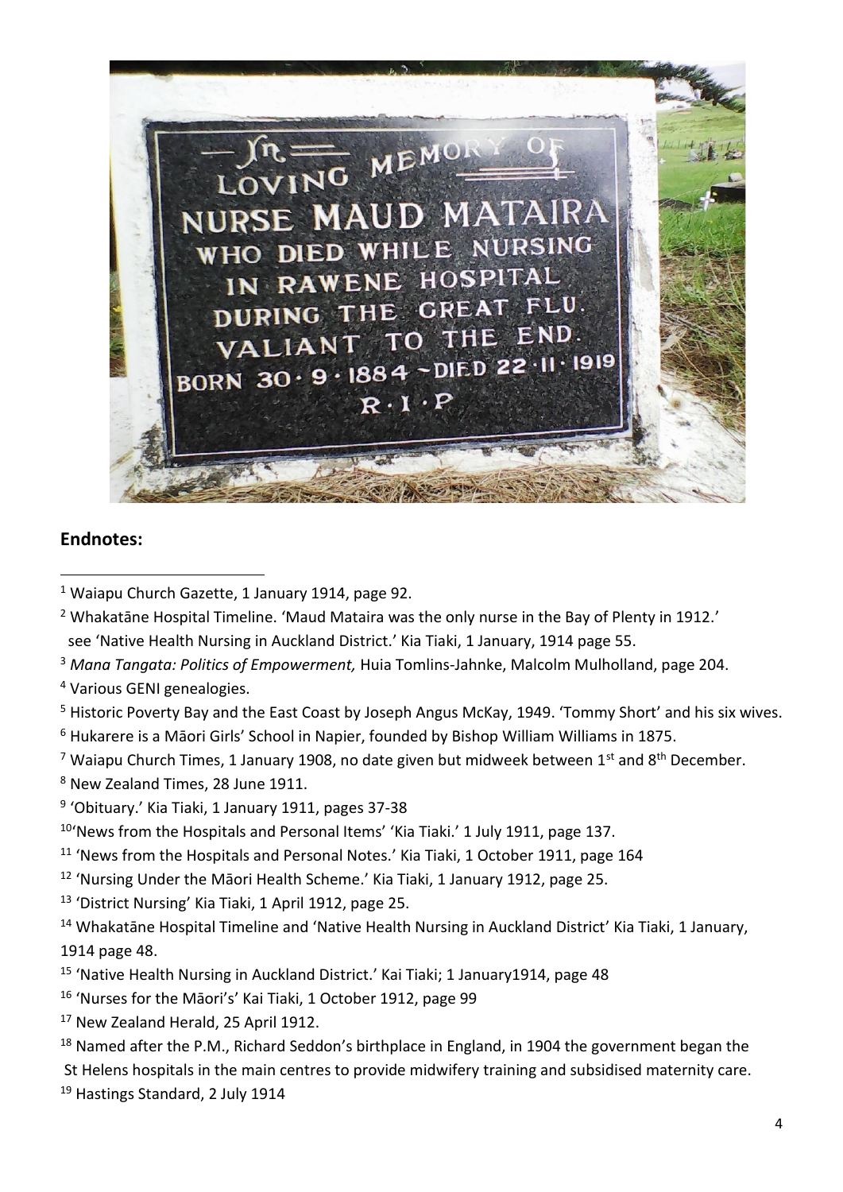## Endnotes:

[1] Waiapu Church Gazette, 1 January 1914, page 92.

[2] Whakatāne Hospital Timeline. 'Maud Mataira was the only nurse in the Bay of Plenty in 1912.' see 'Native Health Nursing in Auckland District.' Kia Tiaki, 1 January, 1914 page 55.

[3] *Mana Tangata: Politics of Empowerment,* Huia Tomlins-Jahnke, Malcolm Mulholland, page 204.

[4] Various GENI genealogies.

[5] Historic Poverty Bay and the East Coast by Joseph Angus McKay, 1949. 'Tommy Short' and his six wives.

[6] Hukarere is a Māori Girls' School in Napier, founded by Bishop William Williams in 1875.

[7] Waiapu Church Times, 1 January 1908, no date given but midweek between 1st and 8th December.

[8] New Zealand Times, 28 June 1911.

[9] 'Obituary.' Kia Tiaki, 1 January 1911, pages 37-38

[10] 'News from the Hospitals and Personal Items' 'Kia Tiaki.' 1 July 1911, page 137.

[11] 'News from the Hospitals and Personal Notes.' Kia Tiaki, 1 October 1911, page 164

[12] 'Nursing Under the Māori Health Scheme.' Kia Tiaki, 1 January 1912, page 25.

[13] 'District Nursing' Kia Tiaki, 1 April 1912, page 25.

[14] Whakatāne Hospital Timeline and 'Native Health Nursing in Auckland District' Kia Tiaki, 1 January, 1914 page 48.

[15] 'Native Health Nursing in Auckland District.' Kai Tiaki; 1 January1914, page 48

[16] 'Nurses for the Māori's' Kai Tiaki, 1 October 1912, page 99

[17] New Zealand Herald, 25 April 1912.

[18] Named after the P.M., Richard Seddon's birthplace in England, in 1904 the government began the St Helens hospitals in the main centres to provide midwifery training and subsidised maternity care.

[19] Hastings Standard, 2 July 1914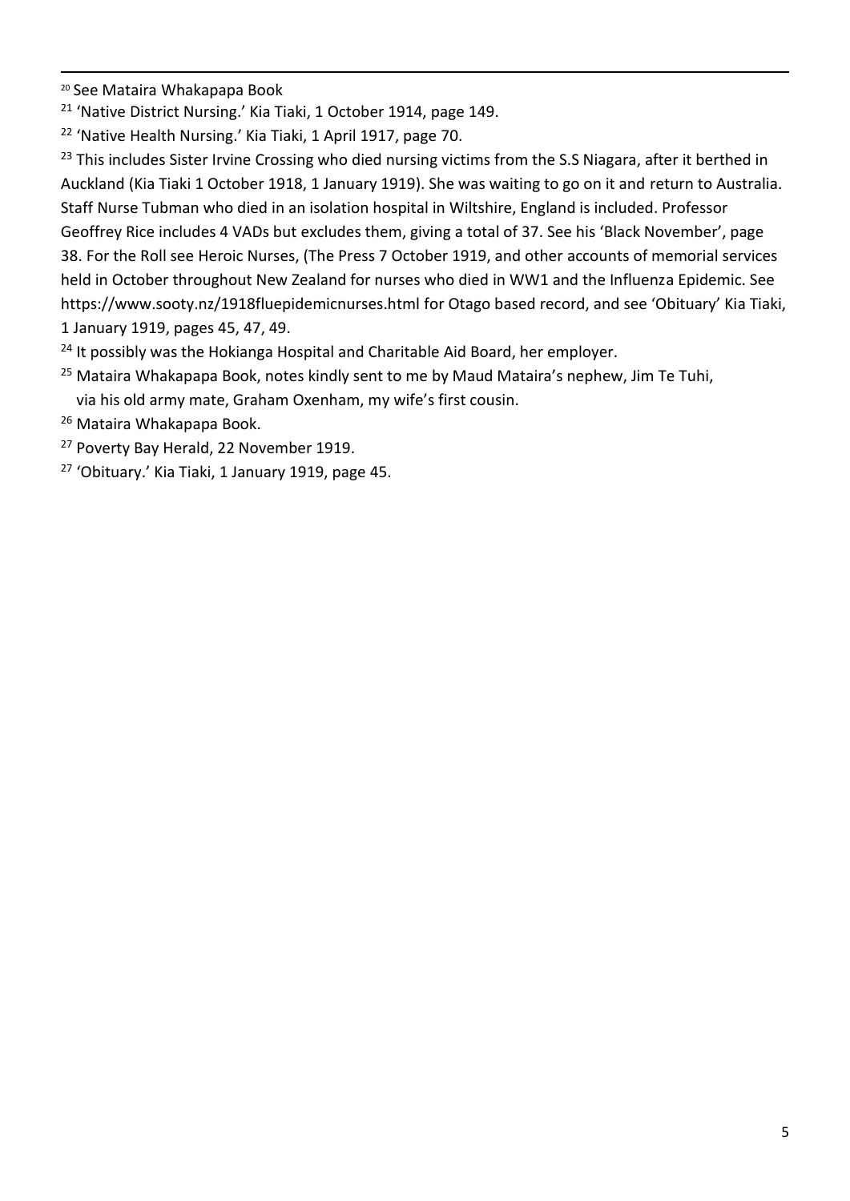[20] See Mataira Whakapapa Book

[21] 'Native District Nursing.' Kia Tiaki, 1 October 1914, page 149.

[22] 'Native Health Nursing.' Kia Tiaki, 1 April 1917, page 70.

[23] This includes Sister Irvine Crossing who died nursing victims from the S.S Niagara, after it berthed in Auckland (Kia Tiaki 1 October 1918, 1 January 1919). She was waiting to go on it and return to Australia. Staff Nurse Tubman who died in an isolation hospital in Wiltshire, England is included. Professor Geoffrey Rice includes 4 VADs but excludes them, giving a total of 37. See his 'Black November', page 38. For the Roll see Heroic Nurses, (The Press 7 October 1919, and other accounts of memorial services held in October throughout New Zealand for nurses who died in WW1 and the Influenza Epidemic. See https://www.sooty.nz/1918fluepidemicnurses.html for Otago based record, and see 'Obituary' Kia Tiaki, 1 January 1919, pages 45, 47, 49.

[24] It possibly was the Hokianga Hospital and Charitable Aid Board, her employer.

[25] Mataira Whakapapa Book, notes kindly sent to me by Maud Mataira's nephew, Jim Te Tuhi, via his old army mate, Graham Oxenham, my wife's first cousin.

[26] Mataira Whakapapa Book.

[27] Poverty Bay Herald, 22 November 1919.

[27] 'Obituary.' Kia Tiaki, 1 January 1919, page 45.